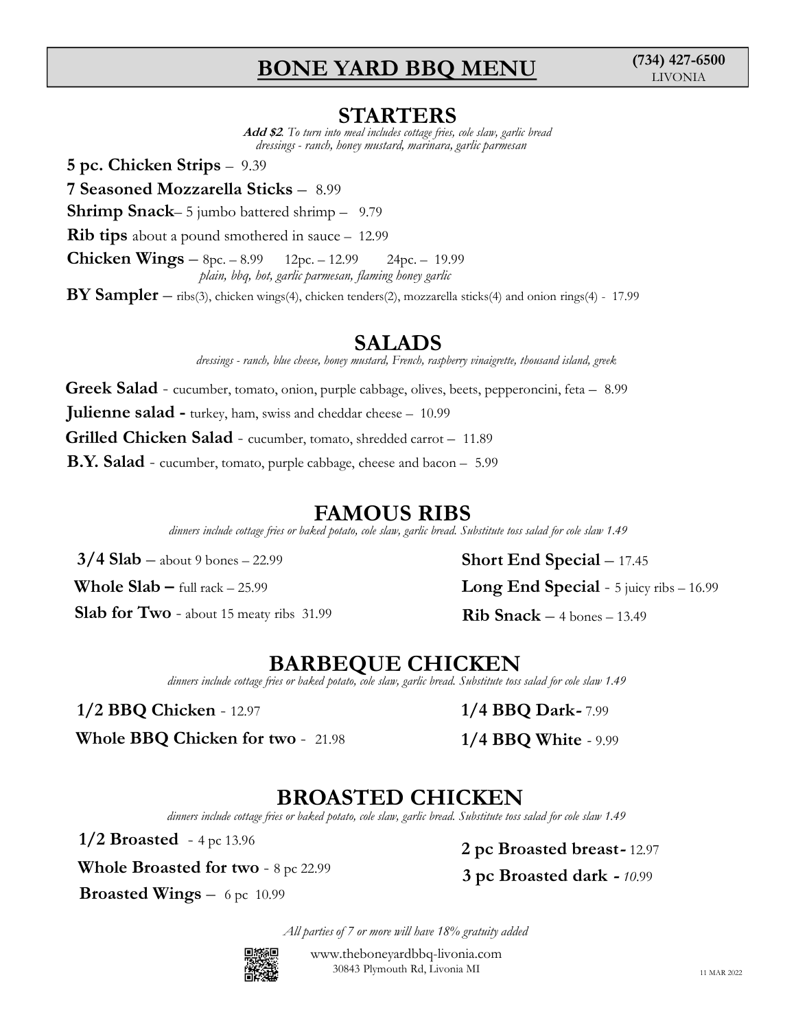# BONE YARD BBQ MENU

**(734) 427-6500**
LIVONIA

## STARTERS

***Add $2**. To turn into meal includes cottage fries, cole slaw, garlic bread*
*dressings - ranch, honey mustard, marinara, garlic parmesan*

**5 pc. Chicken Strips** – 9.39

**7 Seasoned Mozzarella Sticks** – 8.99

**Shrimp Snack**– 5 jumbo battered shrimp – 9.79

**Rib tips** about a pound smothered in sauce – 12.99

**Chicken Wings** – 8pc. – 8.99 12pc. – 12.99 24pc. – 19.99
*plain, bbq, hot, garlic parmesan, flaming honey garlic*

**BY Sampler** – ribs(3), chicken wings(4), chicken tenders(2), mozzarella sticks(4) and onion rings(4) - 17.99

## SALADS

*dressings - ranch, blue cheese, honey mustard, French, raspberry vinaigrette, thousand island, greek*

**Greek Salad** - cucumber, tomato, onion, purple cabbage, olives, beets, pepperoncini, feta – 8.99

**Julienne salad -** turkey, ham, swiss and cheddar cheese – 10.99

**Grilled Chicken Salad** - cucumber, tomato, shredded carrot – 11.89

**B.Y. Salad** - cucumber, tomato, purple cabbage, cheese and bacon – 5.99

## FAMOUS RIBS

*dinners include cottage fries or baked potato, cole slaw, garlic bread. Substitute toss salad for cole slaw 1.49*

**3/4 Slab** – about 9 bones – 22.99

**Whole Slab –** full rack – 25.99

**Slab for Two** - about 15 meaty ribs 31.99

**Short End Special** – 17.45

**Long End Special** - 5 juicy ribs – 16.99

**Rib Snack** – 4 bones – 13.49

## BARBEQUE CHICKEN

*dinners include cottage fries or baked potato, cole slaw, garlic bread. Substitute toss salad for cole slaw 1.49*

**1/2 BBQ Chicken** - 12.97

**Whole BBQ Chicken for two** - 21.98

**1/4 BBQ Dark-** 7.99

**1/4 BBQ White** - 9.99

## BROASTED CHICKEN

*dinners include cottage fries or baked potato, cole slaw, garlic bread. Substitute toss salad for cole slaw 1.49*

**1/2 Broasted** - 4 pc 13.96

**Whole Broasted for two** - 8 pc 22.99

**Broasted Wings** – 6 pc 10.99

**2 pc Broasted breast-** 12.97

**3 pc Broasted dark -** *10.99*

*All parties of 7 or more will have 18% gratuity added*

www.theboneyardbbq-livonia.com
30843 Plymouth Rd, Livonia MI

11 MAR 2022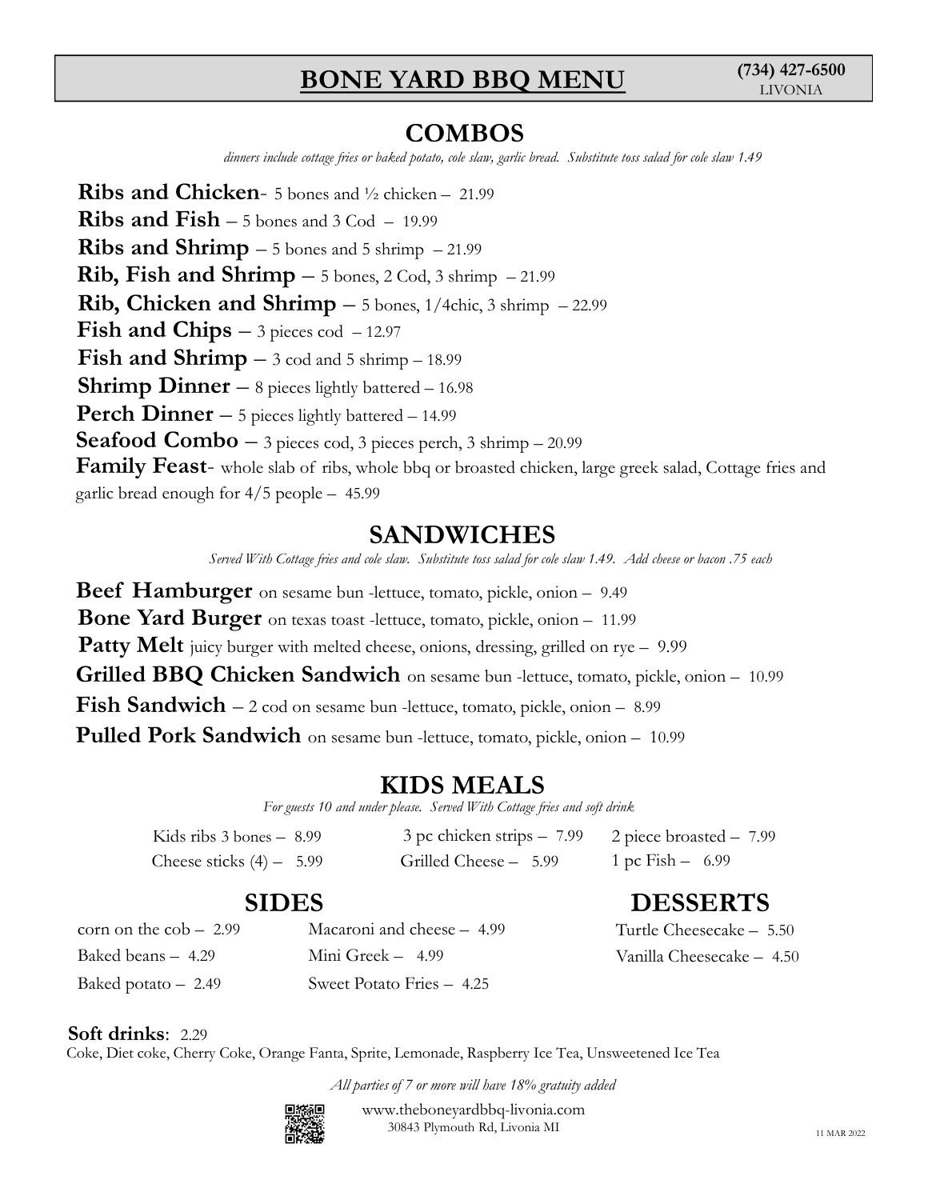# BONE YARD BBQ MENU

**(734) 427-6500**
LIVONIA

## COMBOS

*dinners include cottage fries or baked potato, cole slaw, garlic bread. Substitute toss salad for cole slaw 1.49*

**Ribs and Chicken**- 5 bones and ½ chicken – 21.99
**Ribs and Fish** – 5 bones and 3 Cod – 19.99
**Ribs and Shrimp** – 5 bones and 5 shrimp – 21.99
**Rib, Fish and Shrimp** – 5 bones, 2 Cod, 3 shrimp – 21.99
**Rib, Chicken and Shrimp** – 5 bones, 1/4chic, 3 shrimp – 22.99
**Fish and Chips** – 3 pieces cod – 12.97
**Fish and Shrimp** – 3 cod and 5 shrimp – 18.99
**Shrimp Dinner** – 8 pieces lightly battered – 16.98
**Perch Dinner** – 5 pieces lightly battered – 14.99
**Seafood Combo** – 3 pieces cod, 3 pieces perch, 3 shrimp – 20.99
**Family Feast**- whole slab of ribs, whole bbq or broasted chicken, large greek salad, Cottage fries and garlic bread enough for 4/5 people – 45.99

## SANDWICHES

*Served With Cottage fries and cole slaw. Substitute toss salad for cole slaw 1.49. Add cheese or bacon .75 each*

**Beef Hamburger** on sesame bun -lettuce, tomato, pickle, onion – 9.49
**Bone Yard Burger** on texas toast -lettuce, tomato, pickle, onion – 11.99
**Patty Melt** juicy burger with melted cheese, onions, dressing, grilled on rye – 9.99
**Grilled BBQ Chicken Sandwich** on sesame bun -lettuce, tomato, pickle, onion – 10.99
**Fish Sandwich** – 2 cod on sesame bun -lettuce, tomato, pickle, onion – 8.99
**Pulled Pork Sandwich** on sesame bun -lettuce, tomato, pickle, onion – 10.99

## KIDS MEALS

*For guests 10 and under please. Served With Cottage fries and soft drink*

Kids ribs 3 bones – 8.99
3 pc chicken strips – 7.99
2 piece broasted – 7.99
Cheese sticks (4) – 5.99
Grilled Cheese – 5.99
1 pc Fish – 6.99

## SIDES

corn on the cob – 2.99
Baked beans – 4.29
Baked potato – 2.49
Macaroni and cheese – 4.99
Mini Greek – 4.99
Sweet Potato Fries – 4.25

## DESSERTS

Turtle Cheesecake – 5.50
Vanilla Cheesecake – 4.50

**Soft drinks**: 2.29
Coke, Diet coke, Cherry Coke, Orange Fanta, Sprite, Lemonade, Raspberry Ice Tea, Unsweetened Ice Tea

*All parties of 7 or more will have 18% gratuity added*

www.theboneyardbbq-livonia.com
30843 Plymouth Rd, Livonia MI

11 MAR 2022